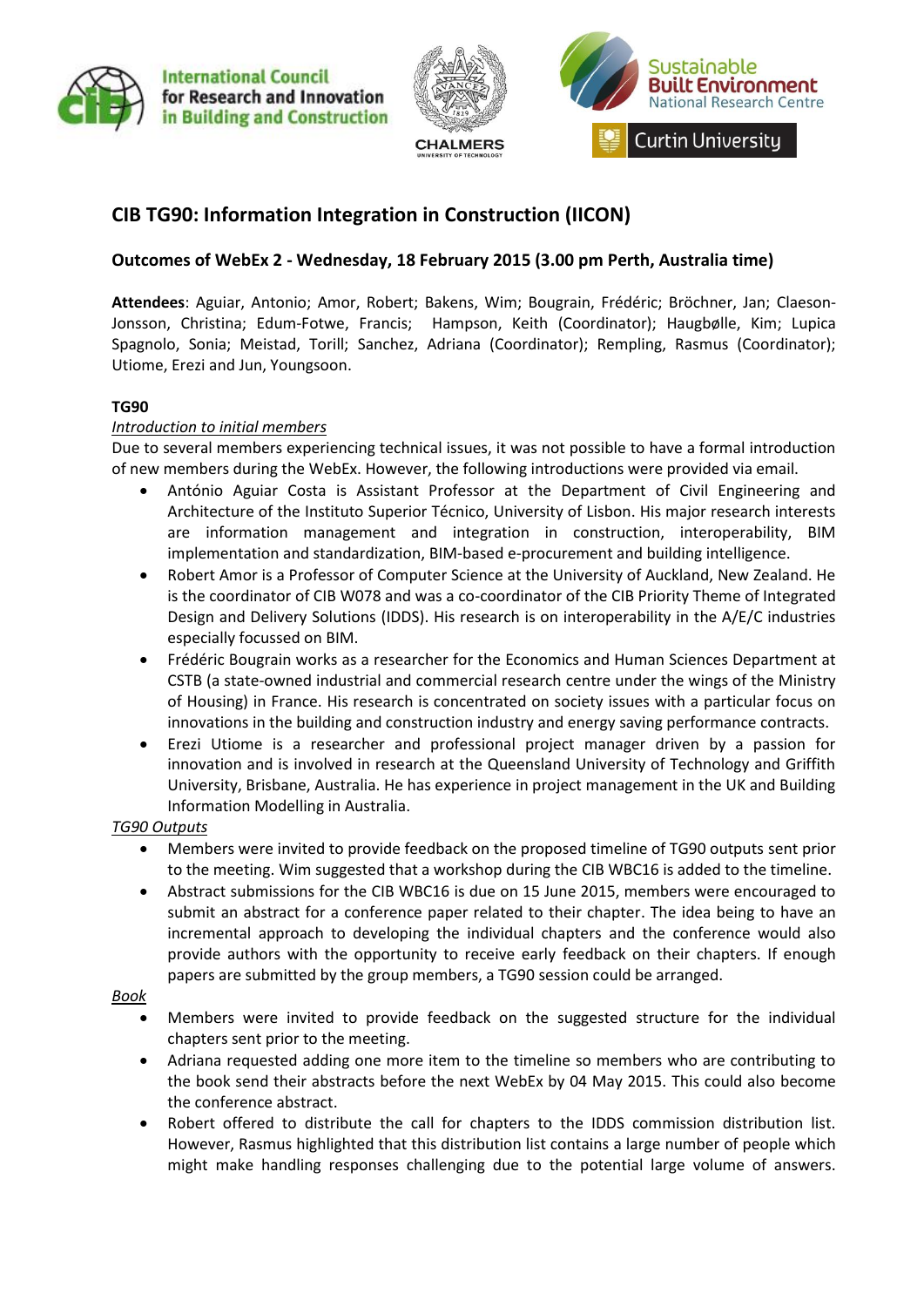# CIB TG90: Information Integration in Construction (IICON)

## Outcomes of WebEx 2 - Wednesday, 18 February 2015 (3.00 pm Perth, Australia time)

**Attendees**: Aguiar, Antonio; Amor, Robert; Bakens, Wim; Bougrain, Frédéric; Bröchner, Jan; Claeson-Jonsson, Christina; Edum-Fotwe, Francis; Hampson, Keith (Coordinator); Haugbølle, Kim; Lupica Spagnolo, Sonia; Meistad, Torill; Sanchez, Adriana (Coordinator); Rempling, Rasmus (Coordinator); Utiome, Erezi and Jun, Youngsoon.

### TG90

*Introduction to initial members*

Due to several members experiencing technical issues, it was not possible to have a formal introduction of new members during the WebEx. However, the following introductions were provided via email.

- António Aguiar Costa is Assistant Professor at the Department of Civil Engineering and Architecture of the Instituto Superior Técnico, University of Lisbon. His major research interests are information management and integration in construction, interoperability, BIM implementation and standardization, BIM-based e-procurement and building intelligence.
- Robert Amor is a Professor of Computer Science at the University of Auckland, New Zealand. He is the coordinator of CIB W078 and was a co-coordinator of the CIB Priority Theme of Integrated Design and Delivery Solutions (IDDS). His research is on interoperability in the A/E/C industries especially focussed on BIM.
- Frédéric Bougrain works as a researcher for the Economics and Human Sciences Department at CSTB (a state-owned industrial and commercial research centre under the wings of the Ministry of Housing) in France. His research is concentrated on society issues with a particular focus on innovations in the building and construction industry and energy saving performance contracts.
- Erezi Utiome is a researcher and professional project manager driven by a passion for innovation and is involved in research at the Queensland University of Technology and Griffith University, Brisbane, Australia. He has experience in project management in the UK and Building Information Modelling in Australia.

*TG90 Outputs*

- Members were invited to provide feedback on the proposed timeline of TG90 outputs sent prior to the meeting. Wim suggested that a workshop during the CIB WBC16 is added to the timeline.
- Abstract submissions for the CIB WBC16 is due on 15 June 2015, members were encouraged to submit an abstract for a conference paper related to their chapter. The idea being to have an incremental approach to developing the individual chapters and the conference would also provide authors with the opportunity to receive early feedback on their chapters. If enough papers are submitted by the group members, a TG90 session could be arranged.

*Book*

- Members were invited to provide feedback on the suggested structure for the individual chapters sent prior to the meeting.
- Adriana requested adding one more item to the timeline so members who are contributing to the book send their abstracts before the next WebEx by 04 May 2015. This could also become the conference abstract.
- Robert offered to distribute the call for chapters to the IDDS commission distribution list. However, Rasmus highlighted that this distribution list contains a large number of people which might make handling responses challenging due to the potential large volume of answers.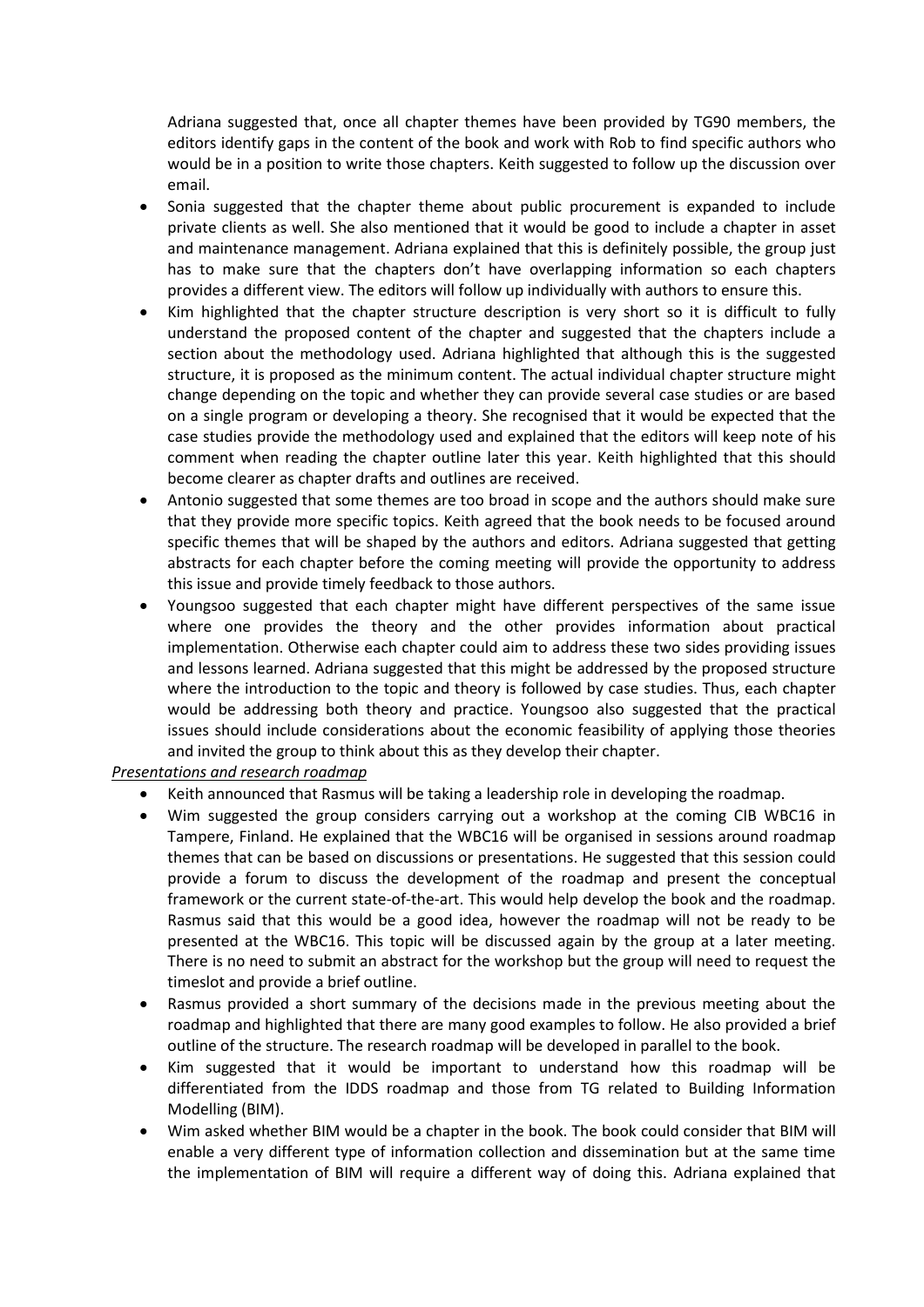Adriana suggested that, once all chapter themes have been provided by TG90 members, the editors identify gaps in the content of the book and work with Rob to find specific authors who would be in a position to write those chapters. Keith suggested to follow up the discussion over email.

- Sonia suggested that the chapter theme about public procurement is expanded to include private clients as well. She also mentioned that it would be good to include a chapter in asset and maintenance management. Adriana explained that this is definitely possible, the group just has to make sure that the chapters don't have overlapping information so each chapters provides a different view. The editors will follow up individually with authors to ensure this.
- Kim highlighted that the chapter structure description is very short so it is difficult to fully understand the proposed content of the chapter and suggested that the chapters include a section about the methodology used. Adriana highlighted that although this is the suggested structure, it is proposed as the minimum content. The actual individual chapter structure might change depending on the topic and whether they can provide several case studies or are based on a single program or developing a theory. She recognised that it would be expected that the case studies provide the methodology used and explained that the editors will keep note of his comment when reading the chapter outline later this year. Keith highlighted that this should become clearer as chapter drafts and outlines are received.
- Antonio suggested that some themes are too broad in scope and the authors should make sure that they provide more specific topics. Keith agreed that the book needs to be focused around specific themes that will be shaped by the authors and editors. Adriana suggested that getting abstracts for each chapter before the coming meeting will provide the opportunity to address this issue and provide timely feedback to those authors.
- Youngsoo suggested that each chapter might have different perspectives of the same issue where one provides the theory and the other provides information about practical implementation. Otherwise each chapter could aim to address these two sides providing issues and lessons learned. Adriana suggested that this might be addressed by the proposed structure where the introduction to the topic and theory is followed by case studies. Thus, each chapter would be addressing both theory and practice. Youngsoo also suggested that the practical issues should include considerations about the economic feasibility of applying those theories and invited the group to think about this as they develop their chapter.

*Presentations and research roadmap*

- Keith announced that Rasmus will be taking a leadership role in developing the roadmap.
- Wim suggested the group considers carrying out a workshop at the coming CIB WBC16 in Tampere, Finland. He explained that the WBC16 will be organised in sessions around roadmap themes that can be based on discussions or presentations. He suggested that this session could provide a forum to discuss the development of the roadmap and present the conceptual framework or the current state-of-the-art. This would help develop the book and the roadmap. Rasmus said that this would be a good idea, however the roadmap will not be ready to be presented at the WBC16. This topic will be discussed again by the group at a later meeting. There is no need to submit an abstract for the workshop but the group will need to request the timeslot and provide a brief outline.
- Rasmus provided a short summary of the decisions made in the previous meeting about the roadmap and highlighted that there are many good examples to follow. He also provided a brief outline of the structure. The research roadmap will be developed in parallel to the book.
- Kim suggested that it would be important to understand how this roadmap will be differentiated from the IDDS roadmap and those from TG related to Building Information Modelling (BIM).
- Wim asked whether BIM would be a chapter in the book. The book could consider that BIM will enable a very different type of information collection and dissemination but at the same time the implementation of BIM will require a different way of doing this. Adriana explained that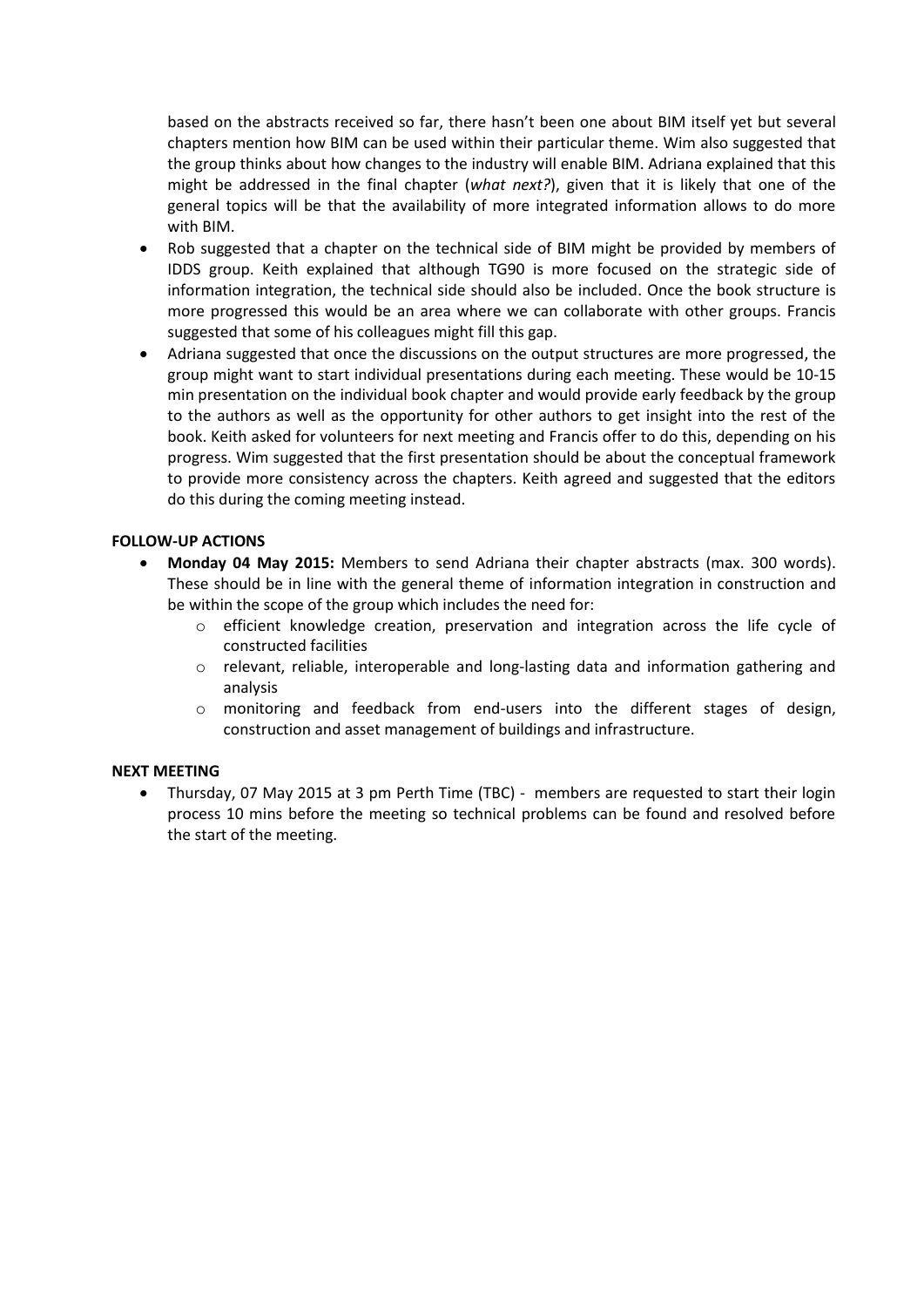based on the abstracts received so far, there hasn't been one about BIM itself yet but several chapters mention how BIM can be used within their particular theme. Wim also suggested that the group thinks about how changes to the industry will enable BIM. Adriana explained that this might be addressed in the final chapter (*what next?*), given that it is likely that one of the general topics will be that the availability of more integrated information allows to do more with BIM.

- Rob suggested that a chapter on the technical side of BIM might be provided by members of IDDS group. Keith explained that although TG90 is more focused on the strategic side of information integration, the technical side should also be included. Once the book structure is more progressed this would be an area where we can collaborate with other groups. Francis suggested that some of his colleagues might fill this gap.
- Adriana suggested that once the discussions on the output structures are more progressed, the group might want to start individual presentations during each meeting. These would be 10-15 min presentation on the individual book chapter and would provide early feedback by the group to the authors as well as the opportunity for other authors to get insight into the rest of the book. Keith asked for volunteers for next meeting and Francis offer to do this, depending on his progress. Wim suggested that the first presentation should be about the conceptual framework to provide more consistency across the chapters. Keith agreed and suggested that the editors do this during the coming meeting instead.

**FOLLOW-UP ACTIONS**

- **Monday 04 May 2015:** Members to send Adriana their chapter abstracts (max. 300 words). These should be in line with the general theme of information integration in construction and be within the scope of the group which includes the need for:
  - efficient knowledge creation, preservation and integration across the life cycle of constructed facilities
  - relevant, reliable, interoperable and long-lasting data and information gathering and analysis
  - monitoring and feedback from end-users into the different stages of design, construction and asset management of buildings and infrastructure.

**NEXT MEETING**

- Thursday, 07 May 2015 at 3 pm Perth Time (TBC) - members are requested to start their login process 10 mins before the meeting so technical problems can be found and resolved before the start of the meeting.